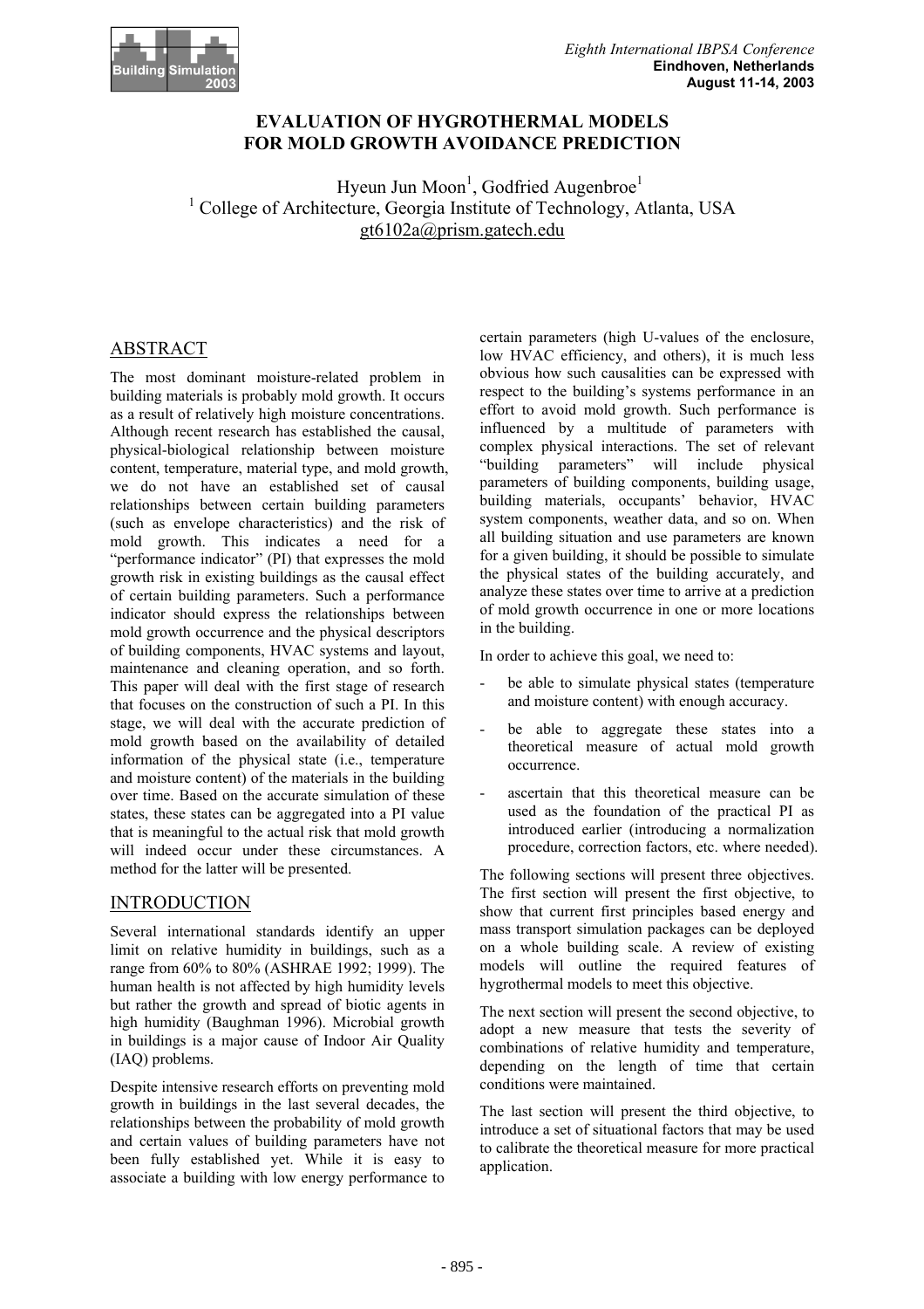# EVALUATION OF HYGROTHERMAL MODELS FOR MOLD GROWTH AVOIDANCE PREDICTION

Hyeun Jun Moon[1], Godfried Augenbroe[1]

[1] College of Architecture, Georgia Institute of Technology, Atlanta, USA

gt6102a@prism.gatech.edu

## ABSTRACT

The most dominant moisture-related problem in building materials is probably mold growth. It occurs as a result of relatively high moisture concentrations. Although recent research has established the causal, physical-biological relationship between moisture content, temperature, material type, and mold growth, we do not have an established set of causal relationships between certain building parameters (such as envelope characteristics) and the risk of mold growth. This indicates a need for a "performance indicator" (PI) that expresses the mold growth risk in existing buildings as the causal effect of certain building parameters. Such a performance indicator should express the relationships between mold growth occurrence and the physical descriptors of building components, HVAC systems and layout, maintenance and cleaning operation, and so forth. This paper will deal with the first stage of research that focuses on the construction of such a PI. In this stage, we will deal with the accurate prediction of mold growth based on the availability of detailed information of the physical state (i.e., temperature and moisture content) of the materials in the building over time. Based on the accurate simulation of these states, these states can be aggregated into a PI value that is meaningful to the actual risk that mold growth will indeed occur under these circumstances. A method for the latter will be presented.

## INTRODUCTION

Several international standards identify an upper limit on relative humidity in buildings, such as a range from 60% to 80% (ASHRAE 1992; 1999). The human health is not affected by high humidity levels but rather the growth and spread of biotic agents in high humidity (Baughman 1996). Microbial growth in buildings is a major cause of Indoor Air Quality (IAQ) problems.

Despite intensive research efforts on preventing mold growth in buildings in the last several decades, the relationships between the probability of mold growth and certain values of building parameters have not been fully established yet. While it is easy to associate a building with low energy performance to certain parameters (high U-values of the enclosure, low HVAC efficiency, and others), it is much less obvious how such causalities can be expressed with respect to the building's systems performance in an effort to avoid mold growth. Such performance is influenced by a multitude of parameters with complex physical interactions. The set of relevant "building parameters" will include physical parameters of building components, building usage, building materials, occupants' behavior, HVAC system components, weather data, and so on. When all building situation and use parameters are known for a given building, it should be possible to simulate the physical states of the building accurately, and analyze these states over time to arrive at a prediction of mold growth occurrence in one or more locations in the building.

In order to achieve this goal, we need to:

- be able to simulate physical states (temperature and moisture content) with enough accuracy.
- be able to aggregate these states into a theoretical measure of actual mold growth occurrence.
- ascertain that this theoretical measure can be used as the foundation of the practical PI as introduced earlier (introducing a normalization procedure, correction factors, etc. where needed).

The following sections will present three objectives. The first section will present the first objective, to show that current first principles based energy and mass transport simulation packages can be deployed on a whole building scale. A review of existing models will outline the required features of hygrothermal models to meet this objective.

The next section will present the second objective, to adopt a new measure that tests the severity of combinations of relative humidity and temperature, depending on the length of time that certain conditions were maintained.

The last section will present the third objective, to introduce a set of situational factors that may be used to calibrate the theoretical measure for more practical application.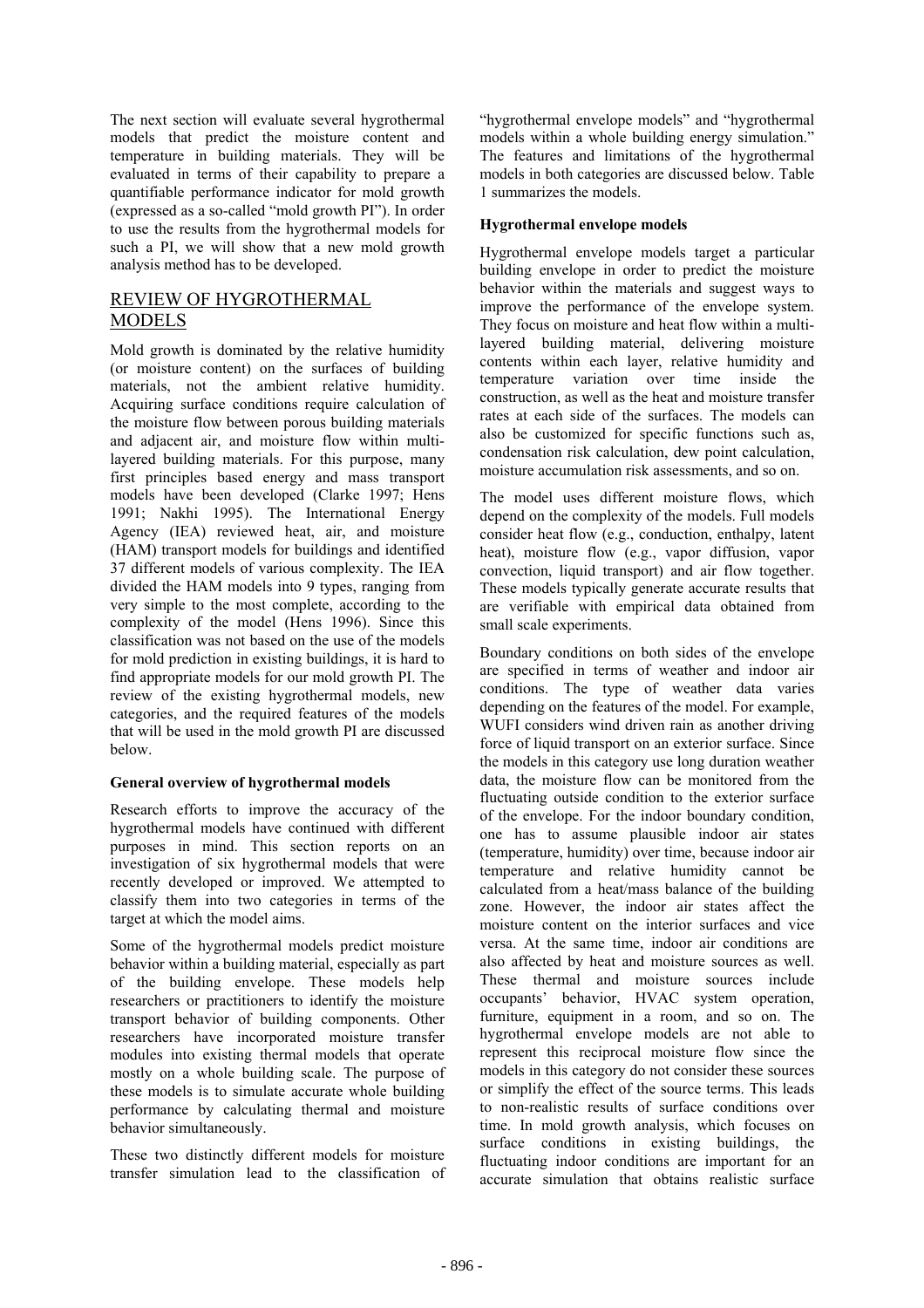The next section will evaluate several hygrothermal models that predict the moisture content and temperature in building materials. They will be evaluated in terms of their capability to prepare a quantifiable performance indicator for mold growth (expressed as a so-called "mold growth PI"). In order to use the results from the hygrothermal models for such a PI, we will show that a new mold growth analysis method has to be developed.

## REVIEW OF HYGROTHERMAL MODELS

Mold growth is dominated by the relative humidity (or moisture content) on the surfaces of building materials, not the ambient relative humidity. Acquiring surface conditions require calculation of the moisture flow between porous building materials and adjacent air, and moisture flow within multi-layered building materials. For this purpose, many first principles based energy and mass transport models have been developed (Clarke 1997; Hens 1991; Nakhi 1995). The International Energy Agency (IEA) reviewed heat, air, and moisture (HAM) transport models for buildings and identified 37 different models of various complexity. The IEA divided the HAM models into 9 types, ranging from very simple to the most complete, according to the complexity of the model (Hens 1996). Since this classification was not based on the use of the models for mold prediction in existing buildings, it is hard to find appropriate models for our mold growth PI. The review of the existing hygrothermal models, new categories, and the required features of the models that will be used in the mold growth PI are discussed below.

### General overview of hygrothermal models

Research efforts to improve the accuracy of the hygrothermal models have continued with different purposes in mind. This section reports on an investigation of six hygrothermal models that were recently developed or improved. We attempted to classify them into two categories in terms of the target at which the model aims.

Some of the hygrothermal models predict moisture behavior within a building material, especially as part of the building envelope. These models help researchers or practitioners to identify the moisture transport behavior of building components. Other researchers have incorporated moisture transfer modules into existing thermal models that operate mostly on a whole building scale. The purpose of these models is to simulate accurate whole building performance by calculating thermal and moisture behavior simultaneously.

These two distinctly different models for moisture transfer simulation lead to the classification of "hygrothermal envelope models" and "hygrothermal models within a whole building energy simulation." The features and limitations of the hygrothermal models in both categories are discussed below. Table 1 summarizes the models.

### Hygrothermal envelope models

Hygrothermal envelope models target a particular building envelope in order to predict the moisture behavior within the materials and suggest ways to improve the performance of the envelope system. They focus on moisture and heat flow within a multi-layered building material, delivering moisture contents within each layer, relative humidity and temperature variation over time inside the construction, as well as the heat and moisture transfer rates at each side of the surfaces. The models can also be customized for specific functions such as, condensation risk calculation, dew point calculation, moisture accumulation risk assessments, and so on.

The model uses different moisture flows, which depend on the complexity of the models. Full models consider heat flow (e.g., conduction, enthalpy, latent heat), moisture flow (e.g., vapor diffusion, vapor convection, liquid transport) and air flow together. These models typically generate accurate results that are verifiable with empirical data obtained from small scale experiments.

Boundary conditions on both sides of the envelope are specified in terms of weather and indoor air conditions. The type of weather data varies depending on the features of the model. For example, WUFI considers wind driven rain as another driving force of liquid transport on an exterior surface. Since the models in this category use long duration weather data, the moisture flow can be monitored from the fluctuating outside condition to the exterior surface of the envelope. For the indoor boundary condition, one has to assume plausible indoor air states (temperature, humidity) over time, because indoor air temperature and relative humidity cannot be calculated from a heat/mass balance of the building zone. However, the indoor air states affect the moisture content on the interior surfaces and vice versa. At the same time, indoor air conditions are also affected by heat and moisture sources as well. These thermal and moisture sources include occupants' behavior, HVAC system operation, furniture, equipment in a room, and so on. The hygrothermal envelope models are not able to represent this reciprocal moisture flow since the models in this category do not consider these sources or simplify the effect of the source terms. This leads to non-realistic results of surface conditions over time. In mold growth analysis, which focuses on surface conditions in existing buildings, the fluctuating indoor conditions are important for an accurate simulation that obtains realistic surface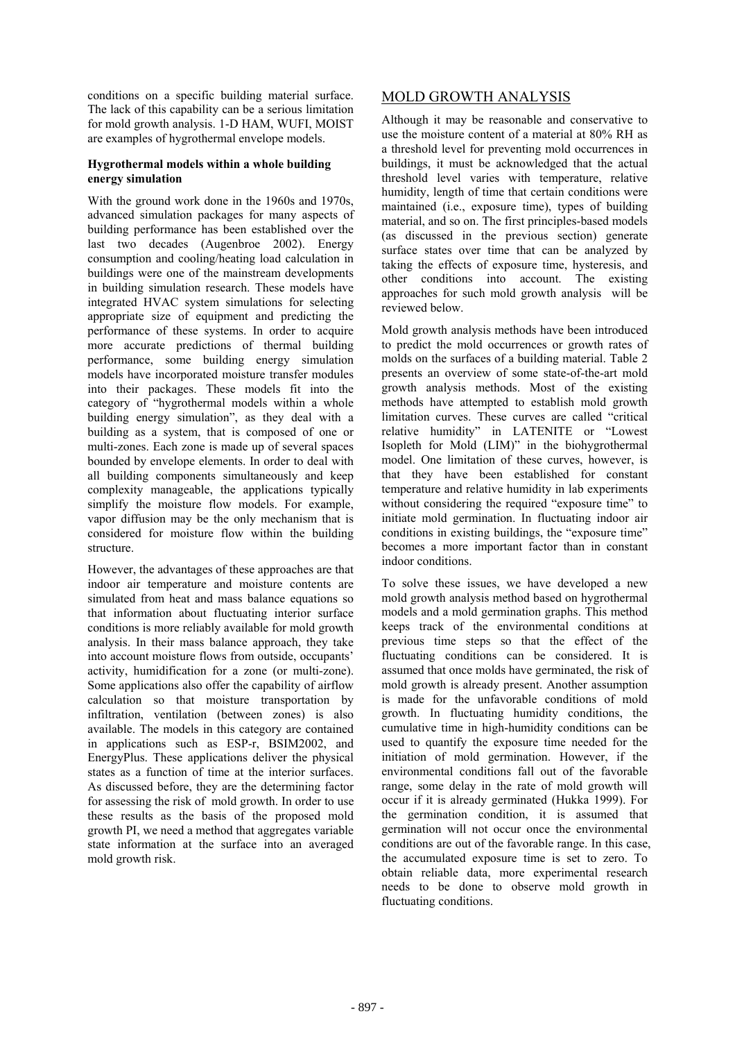conditions on a specific building material surface. The lack of this capability can be a serious limitation for mold growth analysis. 1-D HAM, WUFI, MOIST are examples of hygrothermal envelope models.

**Hygrothermal models within a whole building energy simulation**

With the ground work done in the 1960s and 1970s, advanced simulation packages for many aspects of building performance has been established over the last two decades (Augenbroe 2002). Energy consumption and cooling/heating load calculation in buildings were one of the mainstream developments in building simulation research. These models have integrated HVAC system simulations for selecting appropriate size of equipment and predicting the performance of these systems. In order to acquire more accurate predictions of thermal building performance, some building energy simulation models have incorporated moisture transfer modules into their packages. These models fit into the category of "hygrothermal models within a whole building energy simulation", as they deal with a building as a system, that is composed of one or multi-zones. Each zone is made up of several spaces bounded by envelope elements. In order to deal with all building components simultaneously and keep complexity manageable, the applications typically simplify the moisture flow models. For example, vapor diffusion may be the only mechanism that is considered for moisture flow within the building structure.

However, the advantages of these approaches are that indoor air temperature and moisture contents are simulated from heat and mass balance equations so that information about fluctuating interior surface conditions is more reliably available for mold growth analysis. In their mass balance approach, they take into account moisture flows from outside, occupants' activity, humidification for a zone (or multi-zone). Some applications also offer the capability of airflow calculation so that moisture transportation by infiltration, ventilation (between zones) is also available. The models in this category are contained in applications such as ESP-r, BSIM2002, and EnergyPlus. These applications deliver the physical states as a function of time at the interior surfaces. As discussed before, they are the determining factor for assessing the risk of mold growth. In order to use these results as the basis of the proposed mold growth PI, we need a method that aggregates variable state information at the surface into an averaged mold growth risk.

## MOLD GROWTH ANALYSIS

Although it may be reasonable and conservative to use the moisture content of a material at 80% RH as a threshold level for preventing mold occurrences in buildings, it must be acknowledged that the actual threshold level varies with temperature, relative humidity, length of time that certain conditions were maintained (i.e., exposure time), types of building material, and so on. The first principles-based models (as discussed in the previous section) generate surface states over time that can be analyzed by taking the effects of exposure time, hysteresis, and other conditions into account. The existing approaches for such mold growth analysis will be reviewed below.

Mold growth analysis methods have been introduced to predict the mold occurrences or growth rates of molds on the surfaces of a building material. Table 2 presents an overview of some state-of-the-art mold growth analysis methods. Most of the existing methods have attempted to establish mold growth limitation curves. These curves are called "critical relative humidity" in LATENITE or "Lowest Isopleth for Mold (LIM)" in the biohygrothermal model. One limitation of these curves, however, is that they have been established for constant temperature and relative humidity in lab experiments without considering the required "exposure time" to initiate mold germination. In fluctuating indoor air conditions in existing buildings, the "exposure time" becomes a more important factor than in constant indoor conditions.

To solve these issues, we have developed a new mold growth analysis method based on hygrothermal models and a mold germination graphs. This method keeps track of the environmental conditions at previous time steps so that the effect of the fluctuating conditions can be considered. It is assumed that once molds have germinated, the risk of mold growth is already present. Another assumption is made for the unfavorable conditions of mold growth. In fluctuating humidity conditions, the cumulative time in high-humidity conditions can be used to quantify the exposure time needed for the initiation of mold germination. However, if the environmental conditions fall out of the favorable range, some delay in the rate of mold growth will occur if it is already germinated (Hukka 1999). For the germination condition, it is assumed that germination will not occur once the environmental conditions are out of the favorable range. In this case, the accumulated exposure time is set to zero. To obtain reliable data, more experimental research needs to be done to observe mold growth in fluctuating conditions.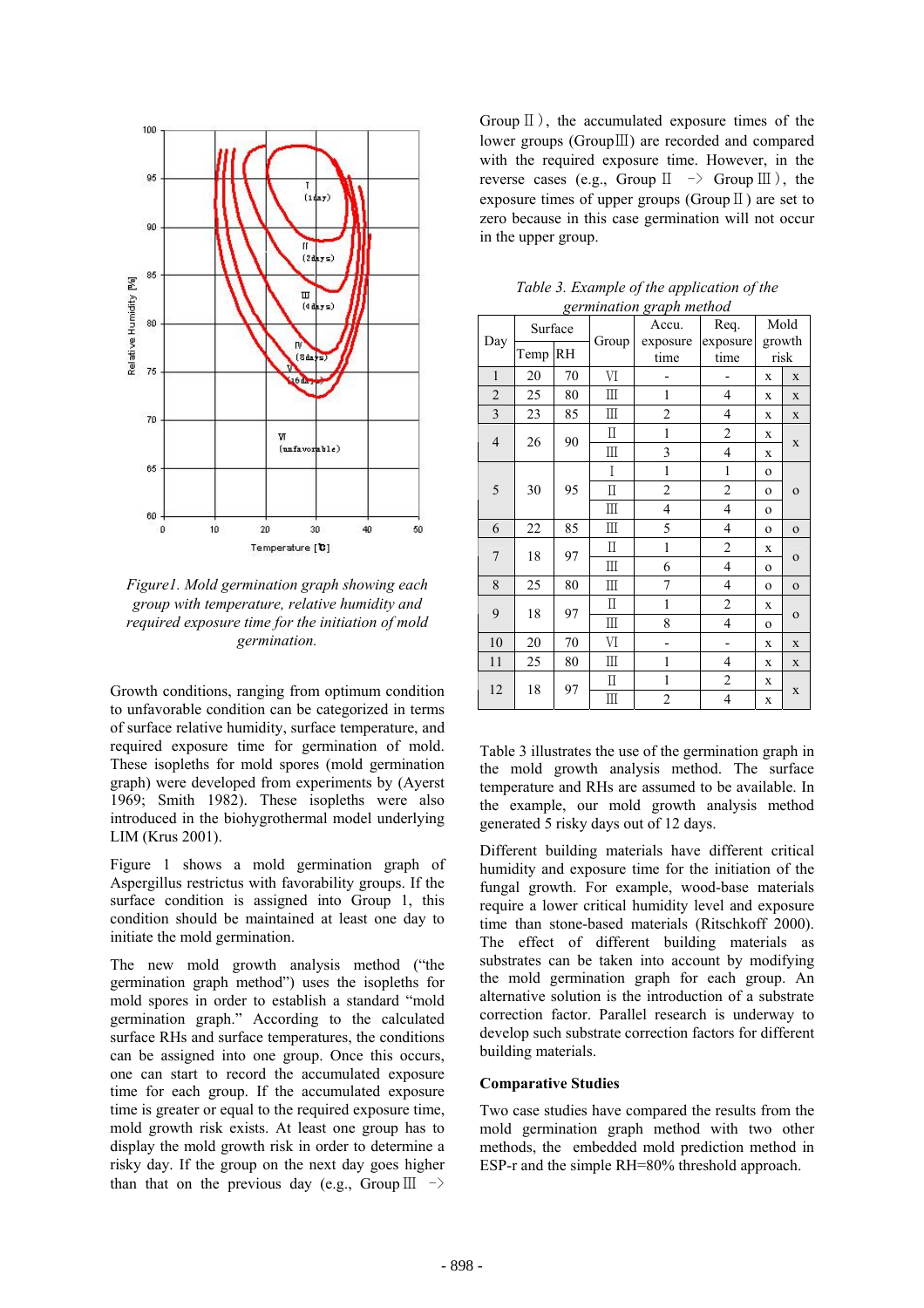Figure1. Mold germination graph showing each group with temperature, relative humidity and required exposure time for the initiation of mold germination.

Growth conditions, ranging from optimum condition to unfavorable condition can be categorized in terms of surface relative humidity, surface temperature, and required exposure time for germination of mold. These isopleths for mold spores (mold germination graph) were developed from experiments by (Ayerst 1969; Smith 1982). These isopleths were also introduced in the biohygrothermal model underlying LIM (Krus 2001).

Figure 1 shows a mold germination graph of Aspergillus restrictus with favorability groups. If the surface condition is assigned into Group 1, this condition should be maintained at least one day to initiate the mold germination.

The new mold growth analysis method ("the germination graph method") uses the isopleths for mold spores in order to establish a standard "mold germination graph." According to the calculated surface RHs and surface temperatures, the conditions can be assigned into one group. Once this occurs, one can start to record the accumulated exposure time for each group. If the accumulated exposure time is greater or equal to the required exposure time, mold growth risk exists. At least one group has to display the mold growth risk in order to determine a risky day. If the group on the next day goes higher than that on the previous day (e.g., Group Ⅲ -> Group Ⅱ), the accumulated exposure times of the lower groups (GroupⅢ) are recorded and compared with the required exposure time. However, in the reverse cases (e.g., Group Ⅱ -> Group Ⅲ), the exposure times of upper groups (Group Ⅱ) are set to zero because in this case germination will not occur in the upper group.

*Table 3. Example of the application of the germination graph method*

| Day | Surface Temp | Surface RH | Group | Accu. exposure time | Req. exposure time | Mold growth risk | |
|---|---|---|---|---|---|---|---|
| 1 | 20 | 70 | Ⅵ | - | - | x | x |
| 2 | 25 | 80 | Ⅲ | 1 | 4 | x | x |
| 3 | 23 | 85 | Ⅲ | 2 | 4 | x | x |
| 4 | 26 | 90 | Ⅱ | 1 | 2 | x | x |
| | | | Ⅲ | 3 | 4 | x | |
| 5 | 30 | 95 | Ⅰ | 1 | 1 | o | o |
| | | | Ⅱ | 2 | 2 | o | |
| | | | Ⅲ | 4 | 4 | o | |
| 6 | 22 | 85 | Ⅲ | 5 | 4 | o | o |
| 7 | 18 | 97 | Ⅱ | 1 | 2 | x | o |
| | | | Ⅲ | 6 | 4 | o | |
| 8 | 25 | 80 | Ⅲ | 7 | 4 | o | o |
| 9 | 18 | 97 | Ⅱ | 1 | 2 | x | o |
| | | | Ⅲ | 8 | 4 | o | |
| 10 | 20 | 70 | Ⅵ | - | - | x | x |
| 11 | 25 | 80 | Ⅲ | 1 | 4 | x | x |
| 12 | 18 | 97 | Ⅱ | 1 | 2 | x | x |
| | | | Ⅲ | 2 | 4 | x | |

Table 3 illustrates the use of the germination graph in the mold growth analysis method. The surface temperature and RHs are assumed to be available. In the example, our mold growth analysis method generated 5 risky days out of 12 days.

Different building materials have different critical humidity and exposure time for the initiation of the fungal growth. For example, wood-base materials require a lower critical humidity level and exposure time than stone-based materials (Ritschkoff 2000). The effect of different building materials as substrates can be taken into account by modifying the mold germination graph for each group. An alternative solution is the introduction of a substrate correction factor. Parallel research is underway to develop such substrate correction factors for different building materials.

### Comparative Studies

Two case studies have compared the results from the mold germination graph method with two other methods, the embedded mold prediction method in ESP-r and the simple RH=80% threshold approach.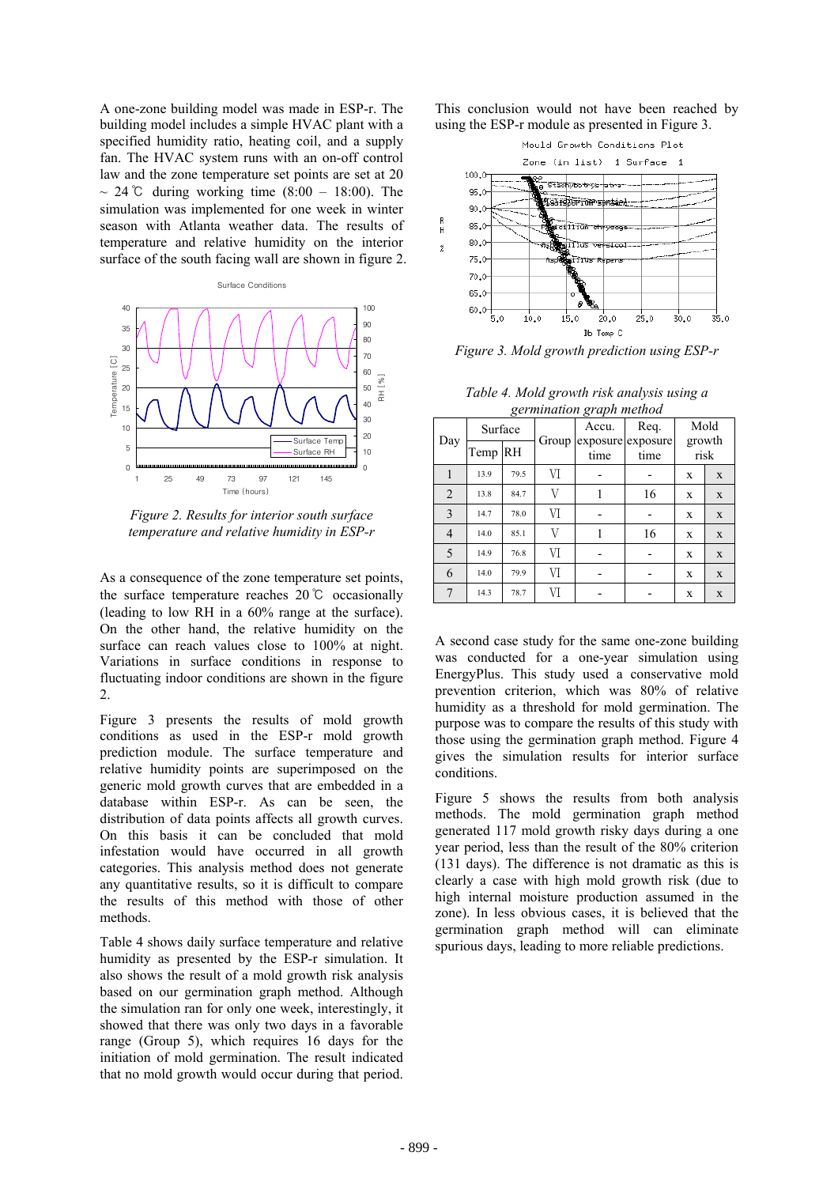A one-zone building model was made in ESP-r. The building model includes a simple HVAC plant with a specified humidity ratio, heating coil, and a supply fan. The HVAC system runs with an on-off control law and the zone temperature set points are set at 20 ~ 24℃ during working time (8:00 – 18:00). The simulation was implemented for one week in winter season with Atlanta weather data. The results of temperature and relative humidity on the interior surface of the south facing wall are shown in figure 2.

*Figure 2. Results for interior south surface temperature and relative humidity in ESP-r*

As a consequence of the zone temperature set points, the surface temperature reaches 20℃ occasionally (leading to low RH in a 60% range at the surface). On the other hand, the relative humidity on the surface can reach values close to 100% at night. Variations in surface conditions in response to fluctuating indoor conditions are shown in the figure 2.

Figure 3 presents the results of mold growth conditions as used in the ESP-r mold growth prediction module. The surface temperature and relative humidity points are superimposed on the generic mold growth curves that are embedded in a database within ESP-r. As can be seen, the distribution of data points affects all growth curves. On this basis it can be concluded that mold infestation would have occurred in all growth categories. This analysis method does not generate any quantitative results, so it is difficult to compare the results of this method with those of other methods.

Table 4 shows daily surface temperature and relative humidity as presented by the ESP-r simulation. It also shows the result of a mold growth risk analysis based on our germination graph method. Although the simulation ran for only one week, interestingly, it showed that there was only two days in a favorable range (Group 5), which requires 16 days for the initiation of mold germination. The result indicated that no mold growth would occur during that period.

This conclusion would not have been reached by using the ESP-r module as presented in Figure 3.

*Figure 3. Mold growth prediction using ESP-r*

*Table 4. Mold growth risk analysis using a germination graph method*

| Day | Surface | | Group | Accu. exposure time | Req. exposure time | Mold growth risk | |
|---|---|---|---|---|---|---|---|
| | Temp | RH | | | | | |
| 1 | 13.9 | 79.5 | Ⅵ | - | - | x | x |
| 2 | 13.8 | 84.7 | Ⅴ | 1 | 16 | x | x |
| 3 | 14.7 | 78.0 | Ⅵ | - | - | x | x |
| 4 | 14.0 | 85.1 | Ⅴ | 1 | 16 | x | x |
| 5 | 14.9 | 76.8 | Ⅵ | - | - | x | x |
| 6 | 14.0 | 79.9 | Ⅵ | - | - | x | x |
| 7 | 14.3 | 78.7 | Ⅵ | - | - | x | x |

A second case study for the same one-zone building was conducted for a one-year simulation using EnergyPlus. This study used a conservative mold prevention criterion, which was 80% of relative humidity as a threshold for mold germination. The purpose was to compare the results of this study with those using the germination graph method. Figure 4 gives the simulation results for interior surface conditions.

Figure 5 shows the results from both analysis methods. The mold germination graph method generated 117 mold growth risky days during a one year period, less than the result of the 80% criterion (131 days). The difference is not dramatic as this is clearly a case with high mold growth risk (due to high internal moisture production assumed in the zone). In less obvious cases, it is believed that the germination graph method will can eliminate spurious days, leading to more reliable predictions.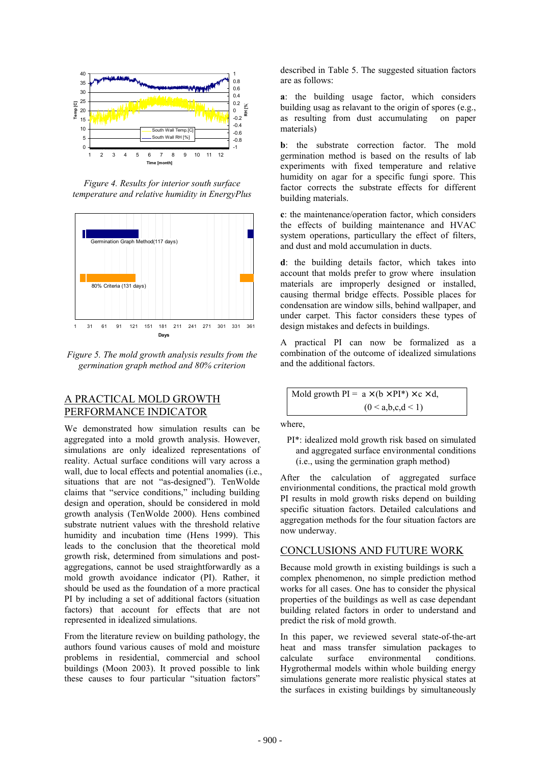*Figure 4. Results for interior south surface temperature and relative humidity in EnergyPlus*

*Figure 5. The mold growth analysis results from the germination graph method and 80% criterion*

## A PRACTICAL MOLD GROWTH PERFORMANCE INDICATOR

We demonstrated how simulation results can be aggregated into a mold growth analysis. However, simulations are only idealized representations of reality. Actual surface conditions will vary across a wall, due to local effects and potential anomalies (i.e., situations that are not "as-designed"). TenWolde claims that "service conditions," including building design and operation, should be considered in mold growth analysis (TenWolde 2000). Hens combined substrate nutrient values with the threshold relative humidity and incubation time (Hens 1999). This leads to the conclusion that the theoretical mold growth risk, determined from simulations and post-aggregations, cannot be used straightforwardly as a mold growth avoidance indicator (PI). Rather, it should be used as the foundation of a more practical PI by including a set of additional factors (situation factors) that account for effects that are not represented in idealized simulations.

From the literature review on building pathology, the authors found various causes of mold and moisture problems in residential, commercial and school buildings (Moon 2003). It proved possible to link these causes to four particular "situation factors" described in Table 5. The suggested situation factors are as follows:

**a**: the building usage factor, which considers building usag as relavant to the origin of spores (e.g., as resulting from dust accumulating on paper materials)

**b**: the substrate correction factor. The mold germination method is based on the results of lab experiments with fixed temperature and relative humidity on agar for a specific fungi spore. This factor corrects the substrate effects for different building materials.

**c**: the maintenance/operation factor, which considers the effects of building maintenance and HVAC system operations, particullary the effect of filters, and dust and mold accumulation in ducts.

**d**: the building details factor, which takes into account that molds prefer to grow where insulation materials are improperly designed or installed, causing thermal bridge effects. Possible places for condensation are window sills, behind wallpaper, and under carpet. This factor considers these types of design mistakes and defects in buildings.

A practical PI can now be formalized as a combination of the outcome of idealized simulations and the additional factors.

$$\text{Mold growth PI} = a \times (b \times PI^*) \times c \times d, \quad (0 < a,b,c,d < 1)$$

where,

PI*: idealized mold growth risk based on simulated and aggregated surface environmental conditions (i.e., using the germination graph method)

After the calculation of aggregated surface envirionmental conditions, the practical mold growth PI results in mold growth risks depend on building specific situation factors. Detailed calculations and aggregation methods for the four situation factors are now underway.

## CONCLUSIONS AND FUTURE WORK

Because mold growth in existing buildings is such a complex phenomenon, no simple prediction method works for all cases. One has to consider the physical properties of the buildings as well as case dependant building related factors in order to understand and predict the risk of mold growth.

In this paper, we reviewed several state-of-the-art heat and mass transfer simulation packages to calculate surface environmental conditions. Hygrothermal models within whole building energy simulations generate more realistic physical states at the surfaces in existing buildings by simultaneously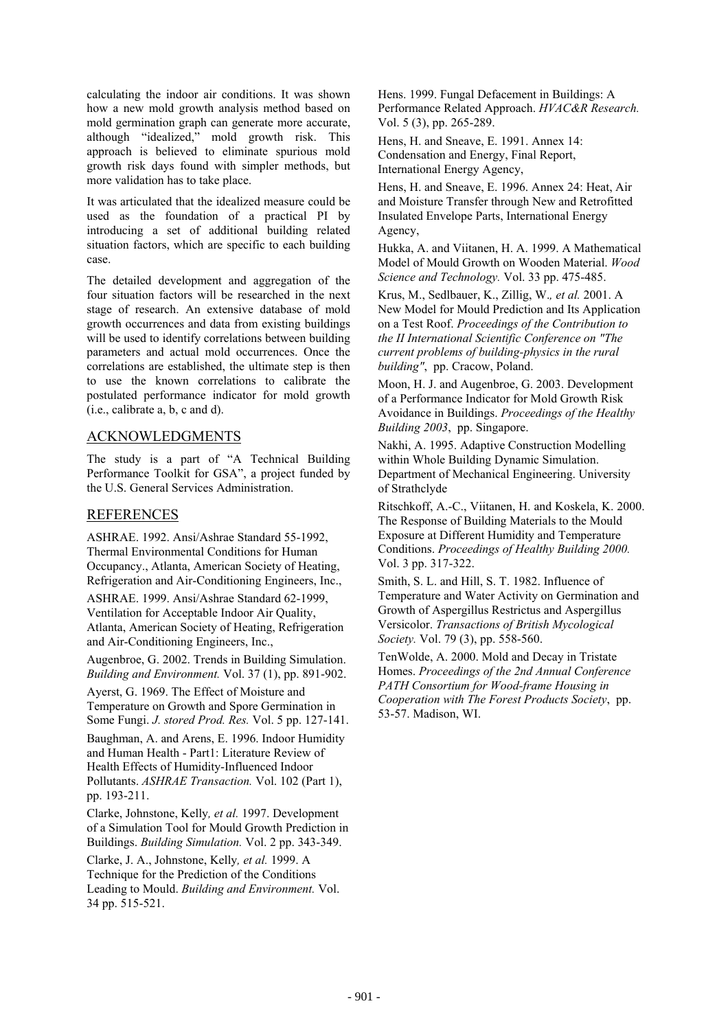calculating the indoor air conditions. It was shown how a new mold growth analysis method based on mold germination graph can generate more accurate, although "idealized," mold growth risk. This approach is believed to eliminate spurious mold growth risk days found with simpler methods, but more validation has to take place.

It was articulated that the idealized measure could be used as the foundation of a practical PI by introducing a set of additional building related situation factors, which are specific to each building case.

The detailed development and aggregation of the four situation factors will be researched in the next stage of research. An extensive database of mold growth occurrences and data from existing buildings will be used to identify correlations between building parameters and actual mold occurrences. Once the correlations are established, the ultimate step is then to use the known correlations to calibrate the postulated performance indicator for mold growth (i.e., calibrate a, b, c and d).

## ACKNOWLEDGMENTS

The study is a part of "A Technical Building Performance Toolkit for GSA", a project funded by the U.S. General Services Administration.

## REFERENCES

ASHRAE. 1992. Ansi/Ashrae Standard 55-1992, Thermal Environmental Conditions for Human Occupancy., Atlanta, American Society of Heating, Refrigeration and Air-Conditioning Engineers, Inc.,

ASHRAE. 1999. Ansi/Ashrae Standard 62-1999, Ventilation for Acceptable Indoor Air Quality, Atlanta, American Society of Heating, Refrigeration and Air-Conditioning Engineers, Inc.,

Augenbroe, G. 2002. Trends in Building Simulation. *Building and Environment.* Vol. 37 (1), pp. 891-902.

Ayerst, G. 1969. The Effect of Moisture and Temperature on Growth and Spore Germination in Some Fungi. *J. stored Prod. Res.* Vol. 5 pp. 127-141.

Baughman, A. and Arens, E. 1996. Indoor Humidity and Human Health - Part1: Literature Review of Health Effects of Humidity-Influenced Indoor Pollutants. *ASHRAE Transaction.* Vol. 102 (Part 1), pp. 193-211.

Clarke, Johnstone, Kelly*, et al.* 1997. Development of a Simulation Tool for Mould Growth Prediction in Buildings. *Building Simulation.* Vol. 2 pp. 343-349.

Clarke, J. A., Johnstone, Kelly*, et al.* 1999. A Technique for the Prediction of the Conditions Leading to Mould. *Building and Environment.* Vol. 34 pp. 515-521.

Hens. 1999. Fungal Defacement in Buildings: A Performance Related Approach. *HVAC&R Research.* Vol. 5 (3), pp. 265-289.

Hens, H. and Sneave, E. 1991. Annex 14: Condensation and Energy, Final Report, International Energy Agency,

Hens, H. and Sneave, E. 1996. Annex 24: Heat, Air and Moisture Transfer through New and Retrofitted Insulated Envelope Parts, International Energy Agency,

Hukka, A. and Viitanen, H. A. 1999. A Mathematical Model of Mould Growth on Wooden Material. *Wood Science and Technology.* Vol. 33 pp. 475-485.

Krus, M., Sedlbauer, K., Zillig, W.*, et al.* 2001. A New Model for Mould Prediction and Its Application on a Test Roof. *Proceedings of the Contribution to the II International Scientific Conference on "The current problems of building-physics in the rural building"*, pp. Cracow, Poland.

Moon, H. J. and Augenbroe, G. 2003. Development of a Performance Indicator for Mold Growth Risk Avoidance in Buildings. *Proceedings of the Healthy Building 2003*, pp. Singapore.

Nakhi, A. 1995. Adaptive Construction Modelling within Whole Building Dynamic Simulation. Department of Mechanical Engineering. University of Strathclyde

Ritschkoff, A.-C., Viitanen, H. and Koskela, K. 2000. The Response of Building Materials to the Mould Exposure at Different Humidity and Temperature Conditions. *Proceedings of Healthy Building 2000.* Vol. 3 pp. 317-322.

Smith, S. L. and Hill, S. T. 1982. Influence of Temperature and Water Activity on Germination and Growth of Aspergillus Restrictus and Aspergillus Versicolor. *Transactions of British Mycological Society.* Vol. 79 (3), pp. 558-560.

TenWolde, A. 2000. Mold and Decay in Tristate Homes. *Proceedings of the 2nd Annual Conference PATH Consortium for Wood-frame Housing in Cooperation with The Forest Products Society*, pp. 53-57. Madison, WI.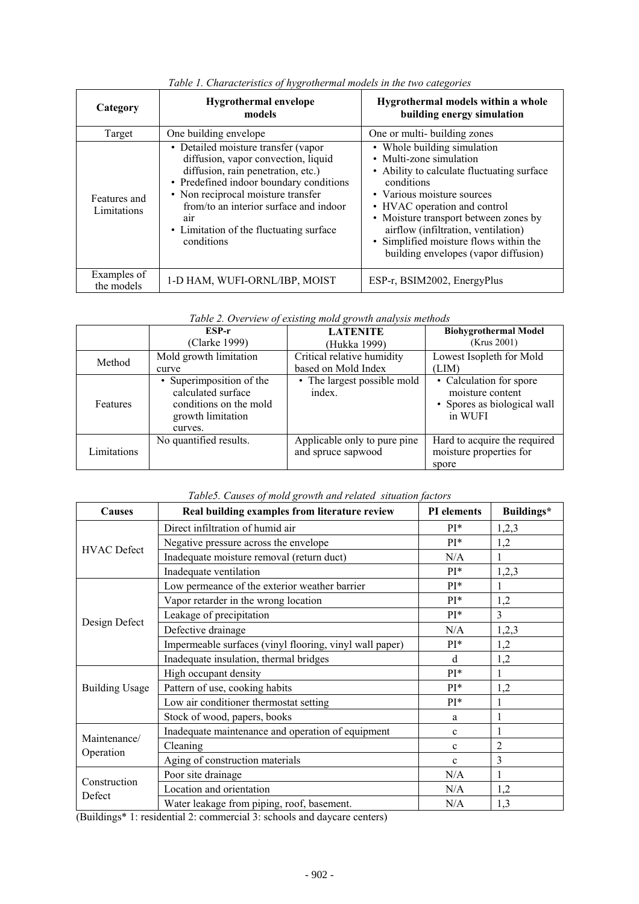*Table 1. Characteristics of hygrothermal models in the two categories*

| Category | Hygrothermal envelope models | Hygrothermal models within a whole building energy simulation |
|---|---|---|
| Target | One building envelope | One or multi- building zones |
| Features and Limitations | • Detailed moisture transfer (vapor diffusion, vapor convection, liquid diffusion, rain penetration, etc.)<br>• Predefined indoor boundary conditions<br>• Non reciprocal moisture transfer from/to an interior surface and indoor air<br>• Limitation of the fluctuating surface conditions | • Whole building simulation<br>• Multi-zone simulation<br>• Ability to calculate fluctuating surface conditions<br>• Various moisture sources<br>• HVAC operation and control<br>• Moisture transport between zones by airflow (infiltration, ventilation)<br>• Simplified moisture flows within the building envelopes (vapor diffusion) |
| Examples of the models | 1-D HAM, WUFI-ORNL/IBP, MOIST | ESP-r, BSIM2002, EnergyPlus |

*Table 2. Overview of existing mold growth analysis methods*

| | ESP-r (Clarke 1999) | LATENITE (Hukka 1999) | Biohygrothermal Model (Krus 2001) |
|---|---|---|---|
| Method | Mold growth limitation curve | Critical relative humidity based on Mold Index | Lowest Isopleth for Mold (LIM) |
| Features | • Superimposition of the calculated surface conditions on the mold growth limitation curves. | • The largest possible mold index. | • Calculation for spore moisture content<br>• Spores as biological wall in WUFI |
| Limitations | No quantified results. | Applicable only to pure pine and spruce sapwood | Hard to acquire the required moisture properties for spore |

*Table5. Causes of mold growth and related situation factors*

| Causes | Real building examples from literature review | PI elements | Buildings* |
|---|---|---|---|
| HVAC Defect | Direct infiltration of humid air | PI* | 1,2,3 |
| | Negative pressure across the envelope | PI* | 1,2 |
| | Inadequate moisture removal (return duct) | N/A | 1 |
| | Inadequate ventilation | PI* | 1,2,3 |
| Design Defect | Low permeance of the exterior weather barrier | PI* | 1 |
| | Vapor retarder in the wrong location | PI* | 1,2 |
| | Leakage of precipitation | PI* | 3 |
| | Defective drainage | N/A | 1,2,3 |
| | Impermeable surfaces (vinyl flooring, vinyl wall paper) | PI* | 1,2 |
| | Inadequate insulation, thermal bridges | d | 1,2 |
| Building Usage | High occupant density | PI* | 1 |
| | Pattern of use, cooking habits | PI* | 1,2 |
| | Low air conditioner thermostat setting | PI* | 1 |
| | Stock of wood, papers, books | a | 1 |
| Maintenance/ Operation | Inadequate maintenance and operation of equipment | c | 1 |
| | Cleaning | c | 2 |
| | Aging of construction materials | c | 3 |
| Construction Defect | Poor site drainage | N/A | 1 |
| | Location and orientation | N/A | 1,2 |
| | Water leakage from piping, roof, basement. | N/A | 1,3 |

(Buildings* 1: residential 2: commercial 3: schools and daycare centers)